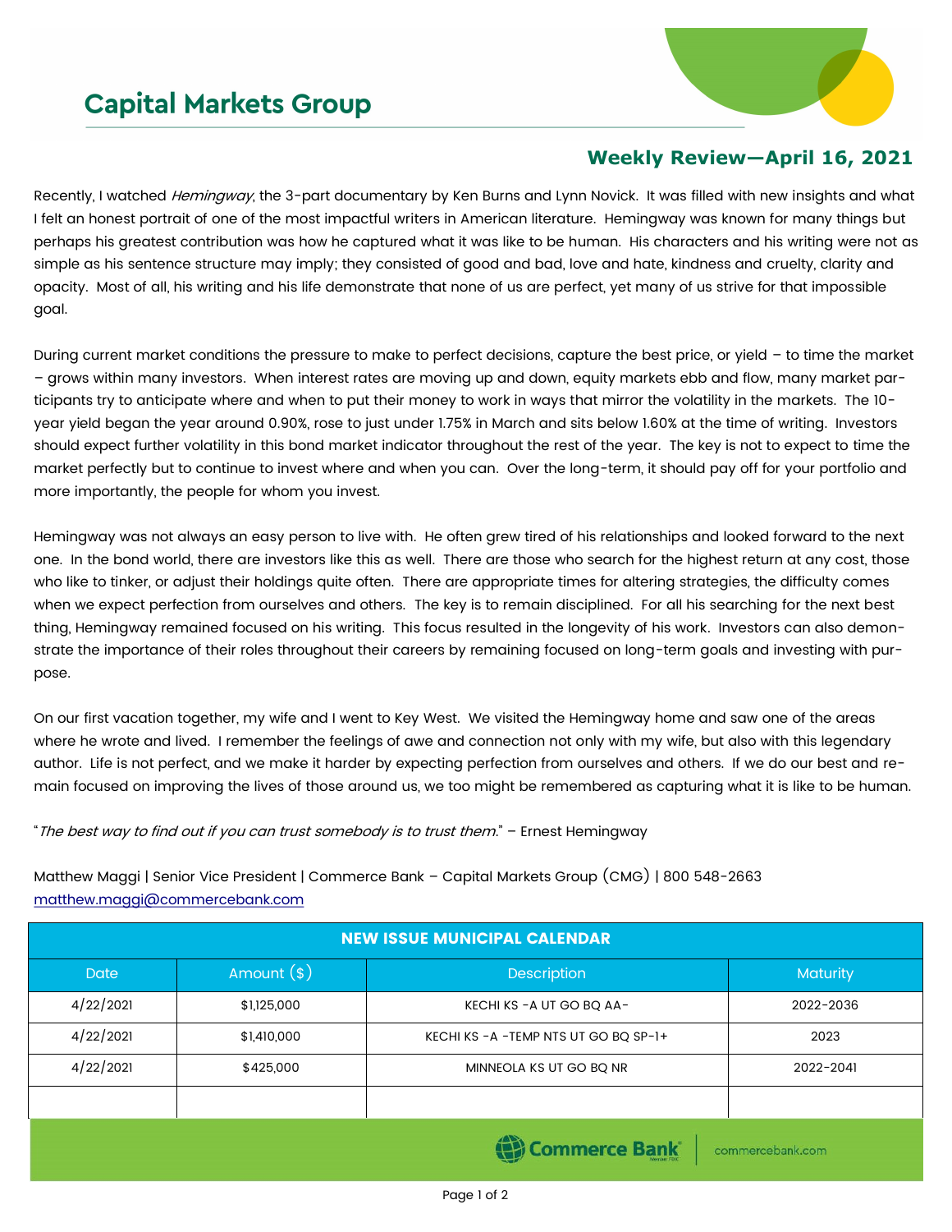# Capital Markets Group

## Weekly Review—April 16, 2021

Recently, I watched *Hemingway*, the 3-part documentary by Ken Burns and Lynn Novick. It was filled with new insights and what I felt an honest portrait of one of the most impactful writers in American literature. Hemingway was known for many things but perhaps his greatest contribution was how he captured what it was like to be human. His characters and his writing were not as simple as his sentence structure may imply; they consisted of good and bad, love and hate, kindness and cruelty, clarity and opacity. Most of all, his writing and his life demonstrate that none of us are perfect, yet many of us strive for that impossible goal.

During current market conditions the pressure to make to perfect decisions, capture the best price, or yield – to time the market – grows within many investors. When interest rates are moving up and down, equity markets ebb and flow, many market participants try to anticipate where and when to put their money to work in ways that mirror the volatility in the markets. The 10-year yield began the year around 0.90%, rose to just under 1.75% in March and sits below 1.60% at the time of writing. Investors should expect further volatility in this bond market indicator throughout the rest of the year. The key is not to expect to time the market perfectly but to continue to invest where and when you can. Over the long-term, it should pay off for your portfolio and more importantly, the people for whom you invest.

Hemingway was not always an easy person to live with. He often grew tired of his relationships and looked forward to the next one. In the bond world, there are investors like this as well. There are those who search for the highest return at any cost, those who like to tinker, or adjust their holdings quite often. There are appropriate times for altering strategies, the difficulty comes when we expect perfection from ourselves and others. The key is to remain disciplined. For all his searching for the next best thing, Hemingway remained focused on his writing. This focus resulted in the longevity of his work. Investors can also demonstrate the importance of their roles throughout their careers by remaining focused on long-term goals and investing with purpose.

On our first vacation together, my wife and I went to Key West. We visited the Hemingway home and saw one of the areas where he wrote and lived. I remember the feelings of awe and connection not only with my wife, but also with this legendary author. Life is not perfect, and we make it harder by expecting perfection from ourselves and others. If we do our best and remain focused on improving the lives of those around us, we too might be remembered as capturing what it is like to be human.

"*The best way to find out if you can trust somebody is to trust them.*" – Ernest Hemingway

Matthew Maggi | Senior Vice President | Commerce Bank – Capital Markets Group (CMG) | 800 548-2663
matthew.maggi@commercebank.com

| NEW ISSUE MUNICIPAL CALENDAR | | | |
|---|---|---|---|
| Date | Amount ($) | Description | Maturity |
| 4/22/2021 | $1,125,000 | KECHI KS -A UT GO BQ AA- | 2022-2036 |
| 4/22/2021 | $1,410,000 | KECHI KS -A -TEMP NTS UT GO BQ SP-1+ | 2023 |
| 4/22/2021 | $425,000 | MINNEOLA KS UT GO BQ NR | 2022-2041 |
| | | | |

Commerce Bank | commercebank.com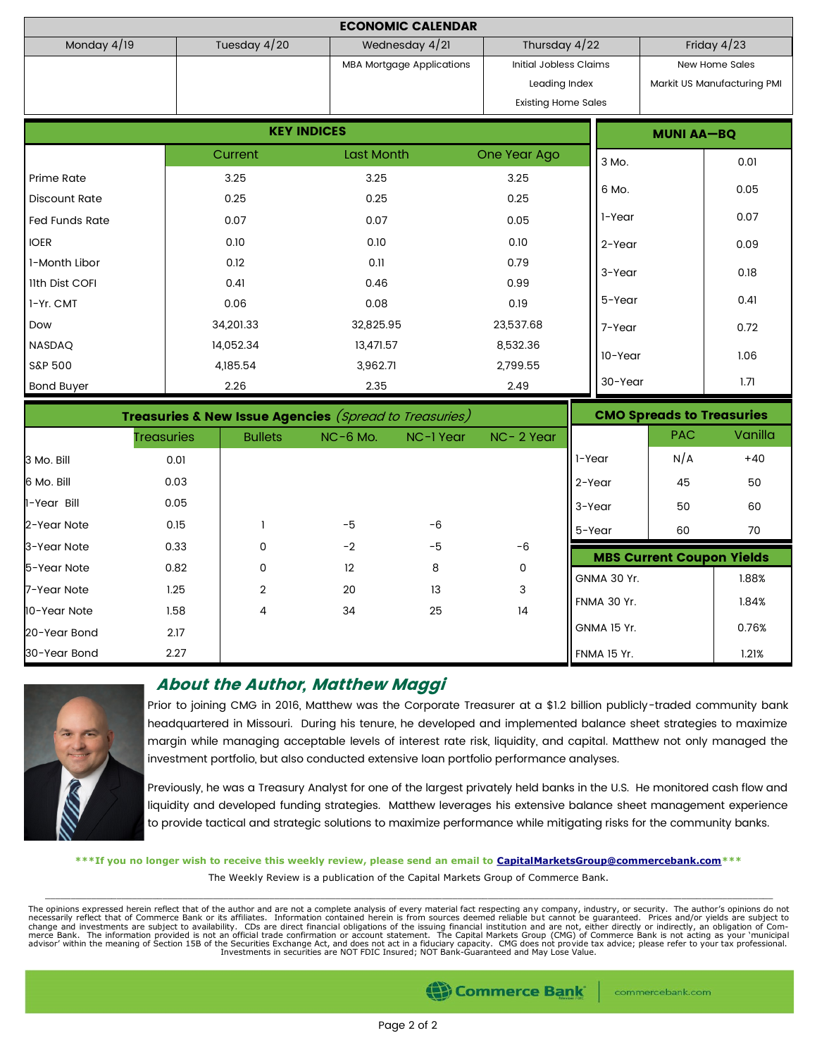## ECONOMIC CALENDAR

| Monday 4/19 | Tuesday 4/20 | Wednesday 4/21 | Thursday 4/22 | Friday 4/23 |
|---|---|---|---|---|
| | | MBA Mortgage Applications | Initial Jobless Claims | New Home Sales |
| | | | Leading Index | Markit US Manufacturing PMI |
| | | | Existing Home Sales | |

## KEY INDICES

| | Current | Last Month | One Year Ago |
|---|---|---|---|
| Prime Rate | 3.25 | 3.25 | 3.25 |
| Discount Rate | 0.25 | 0.25 | 0.25 |
| Fed Funds Rate | 0.07 | 0.07 | 0.05 |
| IOER | 0.10 | 0.10 | 0.10 |
| 1-Month Libor | 0.12 | 0.11 | 0.79 |
| 11th Dist COFI | 0.41 | 0.46 | 0.99 |
| 1-Yr. CMT | 0.06 | 0.08 | 0.19 |
| Dow | 34,201.33 | 32,825.95 | 23,537.68 |
| NASDAQ | 14,052.34 | 13,471.57 | 8,532.36 |
| S&P 500 | 4,185.54 | 3,962.71 | 2,799.55 |
| Bond Buyer | 2.26 | 2.35 | 2.49 |

## MUNI AA—BQ

| | |
|---|---|
| 3 Mo. | 0.01 |
| 6 Mo. | 0.05 |
| 1-Year | 0.07 |
| 2-Year | 0.09 |
| 3-Year | 0.18 |
| 5-Year | 0.41 |
| 7-Year | 0.72 |
| 10-Year | 1.06 |
| 30-Year | 1.71 |

## Treasuries & New Issue Agencies *(Spread to Treasuries)*

| | Treasuries | Bullets | NC-6 Mo. | NC-1 Year | NC- 2 Year |
|---|---|---|---|---|---|
| 3 Mo. Bill | 0.01 | | | | |
| 6 Mo. Bill | 0.03 | | | | |
| 1-Year Bill | 0.05 | | | | |
| 2-Year Note | 0.15 | 1 | -5 | -6 | |
| 3-Year Note | 0.33 | 0 | -2 | -5 | -6 |
| 5-Year Note | 0.82 | 0 | 12 | 8 | 0 |
| 7-Year Note | 1.25 | 2 | 20 | 13 | 3 |
| 10-Year Note | 1.58 | 4 | 34 | 25 | 14 |
| 20-Year Bond | 2.17 | | | | |
| 30-Year Bond | 2.27 | | | | |

## CMO Spreads to Treasuries

| | PAC | Vanilla |
|---|---|---|
| 1-Year | N/A | +40 |
| 2-Year | 45 | 50 |
| 3-Year | 50 | 60 |
| 5-Year | 60 | 70 |

## MBS Current Coupon Yields

| | |
|---|---|
| GNMA 30 Yr. | 1.88% |
| FNMA 30 Yr. | 1.84% |
| GNMA 15 Yr. | 0.76% |
| FNMA 15 Yr. | 1.21% |

## *About the Author, Matthew Maggi*

Prior to joining CMG in 2016, Matthew was the Corporate Treasurer at a $1.2 billion publicly-traded community bank headquartered in Missouri. During his tenure, he developed and implemented balance sheet strategies to maximize margin while managing acceptable levels of interest rate risk, liquidity, and capital. Matthew not only managed the investment portfolio, but also conducted extensive loan portfolio performance analyses.

Previously, he was a Treasury Analyst for one of the largest privately held banks in the U.S. He monitored cash flow and liquidity and developed funding strategies. Matthew leverages his extensive balance sheet management experience to provide tactical and strategic solutions to maximize performance while mitigating risks for the community banks.

***If you no longer wish to receive this weekly review, please send an email to CapitalMarketsGroup@commercebank.com***

The Weekly Review is a publication of the Capital Markets Group of Commerce Bank.

The opinions expressed herein reflect that of the author and are not a complete analysis of every material fact respecting any company, industry, or security. The author's opinions do not necessarily reflect that of Commerce Bank or its affiliates. Information contained herein is from sources deemed reliable but cannot be guaranteed. Prices and/or yields are subject to change and investments are subject to availability. CDs are direct financial obligations of the issuing financial institution and are not, either directly or indirectly, an obligation of Commerce Bank. The information provided is not an official trade confirmation or account statement. The Capital Markets Group (CMG) of Commerce Bank is not acting as your 'municipal advisor' within the meaning of Section 15B of the Securities Exchange Act, and does not act in a fiduciary capacity. CMG does not provide tax advice; please refer to your tax professional. Investments in securities are NOT FDIC Insured; NOT Bank-Guaranteed and May Lose Value.

Commerce Bank | commercebank.com